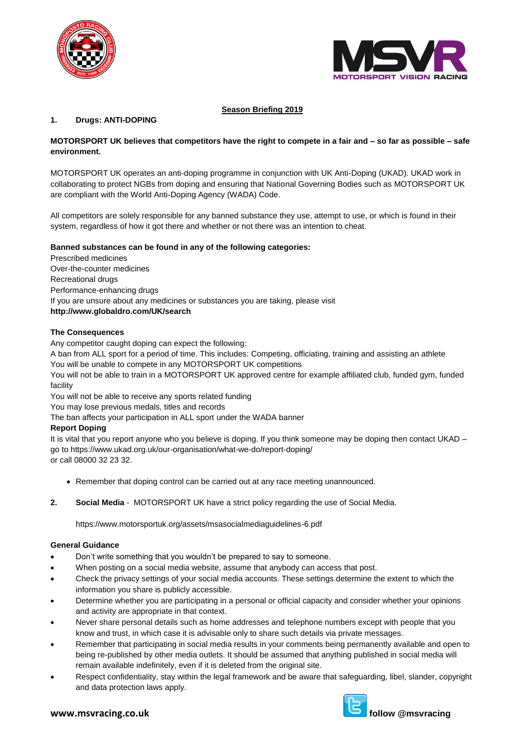# Season Briefing 2019

## 1. Drugs: ANTI-DOPING

**MOTORSPORT UK believes that competitors have the right to compete in a fair and – so far as possible – safe environment.**

MOTORSPORT UK operates an anti-doping programme in conjunction with UK Anti-Doping (UKAD). UKAD work in collaborating to protect NGBs from doping and ensuring that National Governing Bodies such as MOTORSPORT UK are compliant with the World Anti-Doping Agency (WADA) Code.

All competitors are solely responsible for any banned substance they use, attempt to use, or which is found in their system, regardless of how it got there and whether or not there was an intention to cheat.

**Banned substances can be found in any of the following categories:**

Prescribed medicines
Over-the-counter medicines
Recreational drugs
Performance-enhancing drugs
If you are unsure about any medicines or substances you are taking, please visit
**http://www.globaldro.com/UK/search**

**The Consequences**

Any competitor caught doping can expect the following:
A ban from ALL sport for a period of time. This includes: Competing, officiating, training and assisting an athlete
You will be unable to compete in any MOTORSPORT UK competitions
You will not be able to train in a MOTORSPORT UK approved centre for example affiliated club, funded gym, funded facility
You will not be able to receive any sports related funding
You may lose previous medals, titles and records
The ban affects your participation in ALL sport under the WADA banner

**Report Doping**

It is vital that you report anyone who you believe is doping. If you think someone may be doping then contact UKAD – go to https://www.ukad.org.uk/our-organisation/what-we-do/report-doping/
or call 08000 32 23 32.

- Remember that doping control can be carried out at any race meeting unannounced.

## 2. Social Media

**Social Media** - MOTORSPORT UK have a strict policy regarding the use of Social Media.

https://www.motorsportuk.org/assets/msasocialmediaguidelines-6.pdf

**General Guidance**

- Don't write something that you wouldn't be prepared to say to someone.
- When posting on a social media website, assume that anybody can access that post.
- Check the privacy settings of your social media accounts. These settings determine the extent to which the information you share is publicly accessible.
- Determine whether you are participating in a personal or official capacity and consider whether your opinions and activity are appropriate in that context.
- Never share personal details such as home addresses and telephone numbers except with people that you know and trust, in which case it is advisable only to share such details via private messages.
- Remember that participating in social media results in your comments being permanently available and open to being re-published by other media outlets. It should be assumed that anything published in social media will remain available indefinitely, even if it is deleted from the original site.
- Respect confidentiality, stay within the legal framework and be aware that safeguarding, libel, slander, copyright and data protection laws apply.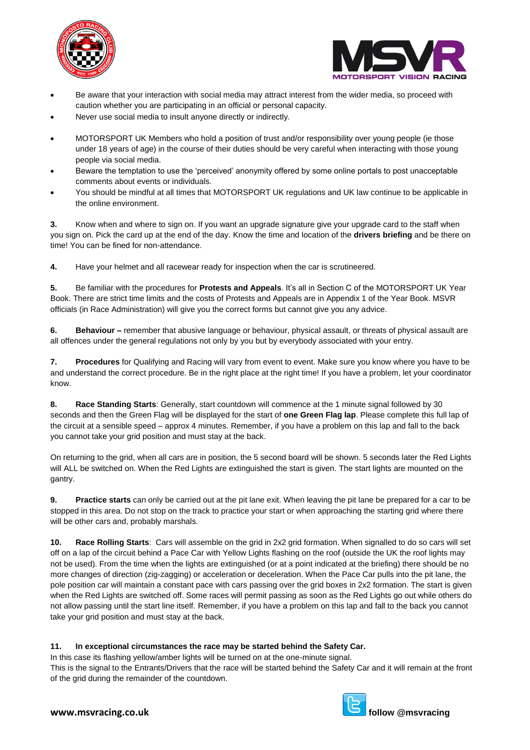- Be aware that your interaction with social media may attract interest from the wider media, so proceed with caution whether you are participating in an official or personal capacity.
- Never use social media to insult anyone directly or indirectly.
- MOTORSPORT UK Members who hold a position of trust and/or responsibility over young people (ie those under 18 years of age) in the course of their duties should be very careful when interacting with those young people via social media.
- Beware the temptation to use the 'perceived' anonymity offered by some online portals to post unacceptable comments about events or individuals.
- You should be mindful at all times that MOTORSPORT UK regulations and UK law continue to be applicable in the online environment.

**3.** Know when and where to sign on. If you want an upgrade signature give your upgrade card to the staff when you sign on. Pick the card up at the end of the day. Know the time and location of the **drivers briefing** and be there on time! You can be fined for non-attendance.

**4.** Have your helmet and all racewear ready for inspection when the car is scrutineered.

**5.** Be familiar with the procedures for **Protests and Appeals**. It's all in Section C of the MOTORSPORT UK Year Book. There are strict time limits and the costs of Protests and Appeals are in Appendix 1 of the Year Book. MSVR officials (in Race Administration) will give you the correct forms but cannot give you any advice.

**6.** **Behaviour –** remember that abusive language or behaviour, physical assault, or threats of physical assault are all offences under the general regulations not only by you but by everybody associated with your entry.

**7.** **Procedures** for Qualifying and Racing will vary from event to event. Make sure you know where you have to be and understand the correct procedure. Be in the right place at the right time! If you have a problem, let your coordinator know.

**8.** **Race Standing Starts**: Generally, start countdown will commence at the 1 minute signal followed by 30 seconds and then the Green Flag will be displayed for the start of **one Green Flag lap**. Please complete this full lap of the circuit at a sensible speed – approx 4 minutes. Remember, if you have a problem on this lap and fall to the back you cannot take your grid position and must stay at the back.

On returning to the grid, when all cars are in position, the 5 second board will be shown. 5 seconds later the Red Lights will ALL be switched on. When the Red Lights are extinguished the start is given. The start lights are mounted on the gantry.

**9.** **Practice starts** can only be carried out at the pit lane exit. When leaving the pit lane be prepared for a car to be stopped in this area. Do not stop on the track to practice your start or when approaching the starting grid where there will be other cars and, probably marshals.

**10.** **Race Rolling Starts**: Cars will assemble on the grid in 2x2 grid formation. When signalled to do so cars will set off on a lap of the circuit behind a Pace Car with Yellow Lights flashing on the roof (outside the UK the roof lights may not be used). From the time when the lights are extinguished (or at a point indicated at the briefing) there should be no more changes of direction (zig-zagging) or acceleration or deceleration. When the Pace Car pulls into the pit lane, the pole position car will maintain a constant pace with cars passing over the grid boxes in 2x2 formation. The start is given when the Red Lights are switched off. Some races will permit passing as soon as the Red Lights go out while others do not allow passing until the start line itself. Remember, if you have a problem on this lap and fall to the back you cannot take your grid position and must stay at the back.

**11.** **In exceptional circumstances the race may be started behind the Safety Car.**
In this case its flashing yellow/amber lights will be turned on at the one-minute signal.
This is the signal to the Entrants/Drivers that the race will be started behind the Safety Car and it will remain at the front of the grid during the remainder of the countdown.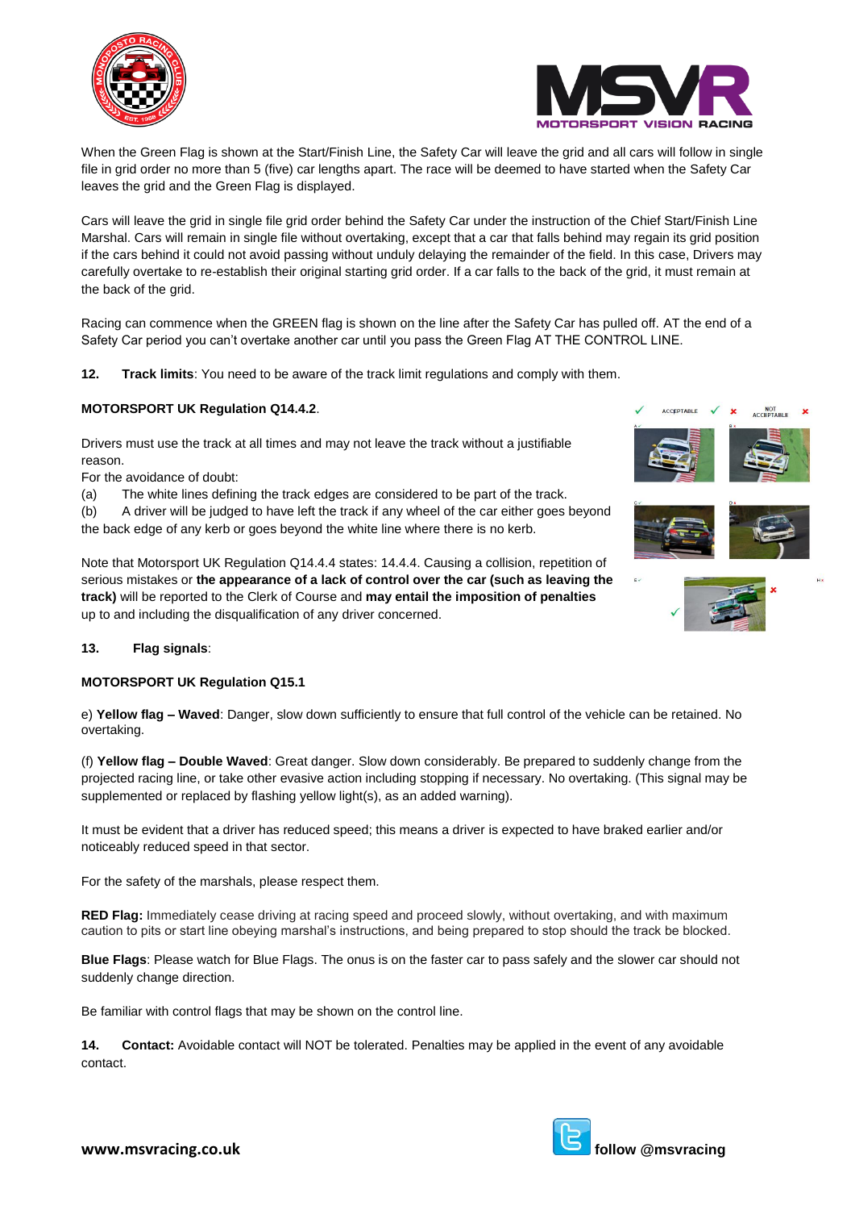When the Green Flag is shown at the Start/Finish Line, the Safety Car will leave the grid and all cars will follow in single file in grid order no more than 5 (five) car lengths apart. The race will be deemed to have started when the Safety Car leaves the grid and the Green Flag is displayed.

Cars will leave the grid in single file grid order behind the Safety Car under the instruction of the Chief Start/Finish Line Marshal. Cars will remain in single file without overtaking, except that a car that falls behind may regain its grid position if the cars behind it could not avoid passing without unduly delaying the remainder of the field. In this case, Drivers may carefully overtake to re-establish their original starting grid order. If a car falls to the back of the grid, it must remain at the back of the grid.

Racing can commence when the GREEN flag is shown on the line after the Safety Car has pulled off. AT the end of a Safety Car period you can't overtake another car until you pass the Green Flag AT THE CONTROL LINE.

**12. Track limits**: You need to be aware of the track limit regulations and comply with them.

**MOTORSPORT UK Regulation Q14.4.2**.

Drivers must use the track at all times and may not leave the track without a justifiable reason.
For the avoidance of doubt:
(a) The white lines defining the track edges are considered to be part of the track.
(b) A driver will be judged to have left the track if any wheel of the car either goes beyond the back edge of any kerb or goes beyond the white line where there is no kerb.

Note that Motorsport UK Regulation Q14.4.4 states: 14.4.4. Causing a collision, repetition of serious mistakes or **the appearance of a lack of control over the car (such as leaving the track)** will be reported to the Clerk of Course and **may entail the imposition of penalties** up to and including the disqualification of any driver concerned.

**13. Flag signals**:

**MOTORSPORT UK Regulation Q15.1**

e) **Yellow flag – Waved**: Danger, slow down sufficiently to ensure that full control of the vehicle can be retained. No overtaking.

(f) **Yellow flag – Double Waved**: Great danger. Slow down considerably. Be prepared to suddenly change from the projected racing line, or take other evasive action including stopping if necessary. No overtaking. (This signal may be supplemented or replaced by flashing yellow light(s), as an added warning).

It must be evident that a driver has reduced speed; this means a driver is expected to have braked earlier and/or noticeably reduced speed in that sector.

For the safety of the marshals, please respect them.

**RED Flag:** Immediately cease driving at racing speed and proceed slowly, without overtaking, and with maximum caution to pits or start line obeying marshal's instructions, and being prepared to stop should the track be blocked.

**Blue Flags**: Please watch for Blue Flags. The onus is on the faster car to pass safely and the slower car should not suddenly change direction.

Be familiar with control flags that may be shown on the control line.

**14. Contact:** Avoidable contact will NOT be tolerated. Penalties may be applied in the event of any avoidable contact.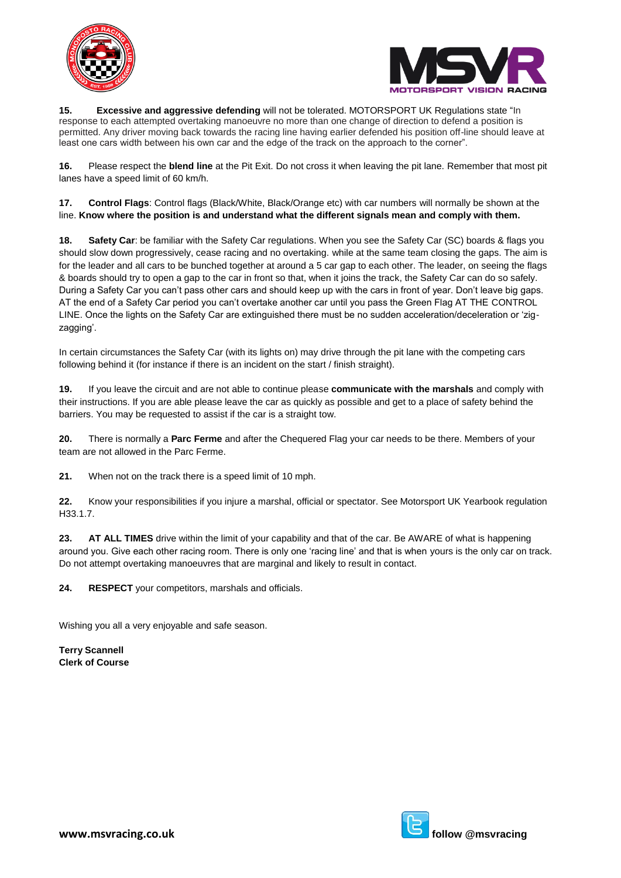**15.** **Excessive and aggressive defending** will not be tolerated. MOTORSPORT UK Regulations state "In response to each attempted overtaking manoeuvre no more than one change of direction to defend a position is permitted. Any driver moving back towards the racing line having earlier defended his position off-line should leave at least one cars width between his own car and the edge of the track on the approach to the corner".

**16.** Please respect the **blend line** at the Pit Exit. Do not cross it when leaving the pit lane. Remember that most pit lanes have a speed limit of 60 km/h.

**17.** **Control Flags**: Control flags (Black/White, Black/Orange etc) with car numbers will normally be shown at the line. **Know where the position is and understand what the different signals mean and comply with them.**

**18.** **Safety Car**: be familiar with the Safety Car regulations. When you see the Safety Car (SC) boards & flags you should slow down progressively, cease racing and no overtaking. while at the same team closing the gaps. The aim is for the leader and all cars to be bunched together at around a 5 car gap to each other. The leader, on seeing the flags & boards should try to open a gap to the car in front so that, when it joins the track, the Safety Car can do so safely. During a Safety Car you can't pass other cars and should keep up with the cars in front of year. Don't leave big gaps. AT the end of a Safety Car period you can't overtake another car until you pass the Green Flag AT THE CONTROL LINE. Once the lights on the Safety Car are extinguished there must be no sudden acceleration/deceleration or 'zig-zagging'.

In certain circumstances the Safety Car (with its lights on) may drive through the pit lane with the competing cars following behind it (for instance if there is an incident on the start / finish straight).

**19.** If you leave the circuit and are not able to continue please **communicate with the marshals** and comply with their instructions. If you are able please leave the car as quickly as possible and get to a place of safety behind the barriers. You may be requested to assist if the car is a straight tow.

**20.** There is normally a **Parc Ferme** and after the Chequered Flag your car needs to be there. Members of your team are not allowed in the Parc Ferme.

**21.** When not on the track there is a speed limit of 10 mph.

**22.** Know your responsibilities if you injure a marshal, official or spectator. See Motorsport UK Yearbook regulation H33.1.7.

**23.** **AT ALL TIMES** drive within the limit of your capability and that of the car. Be AWARE of what is happening around you. Give each other racing room. There is only one 'racing line' and that is when yours is the only car on track. Do not attempt overtaking manoeuvres that are marginal and likely to result in contact.

**24.** **RESPECT** your competitors, marshals and officials.

Wishing you all a very enjoyable and safe season.

**Terry Scannell**
**Clerk of Course**